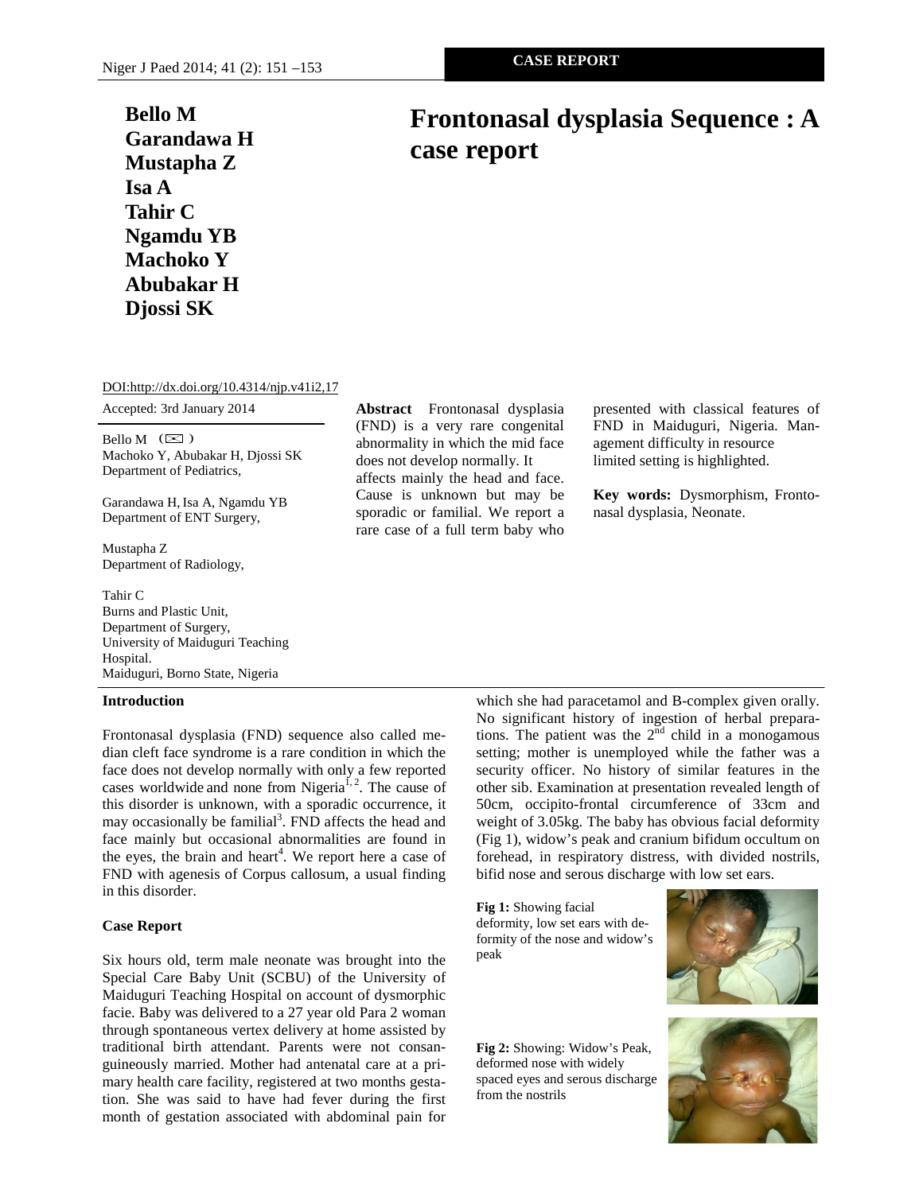CASE REPORT

# Frontonasal dysplasia Sequence : A case report

**Bello M**
**Garandawa H**
**Mustapha Z**
**Isa A**
**Tahir C**
**Ngamdu YB**
**Machoko Y**
**Abubakar H**
**Djossi SK**

DOI:http://dx.doi.org/10.4314/njp.v41i2,17

Accepted: 3rd January 2014

Bello M (✉)
Machoko Y, Abubakar H, Djossi SK
Department of Pediatrics,

Garandawa H, Isa A, Ngamdu YB
Department of ENT Surgery,

Mustapha Z
Department of Radiology,

Tahir C
Burns and Plastic Unit,
Department of Surgery,
University of Maiduguri Teaching Hospital.
Maiduguri, Borno State, Nigeria

**Abstract** Frontonasal dysplasia (FND) is a very rare congenital abnormality in which the mid face does not develop normally. It affects mainly the head and face. Cause is unknown but may be sporadic or familial. We report a rare case of a full term baby who presented with classical features of FND in Maiduguri, Nigeria. Management difficulty in resource limited setting is highlighted.

**Key words:** Dysmorphism, Frontonasal dysplasia, Neonate.

## Introduction

Frontonasal dysplasia (FND) sequence also called median cleft face syndrome is a rare condition in which the face does not develop normally with only a few reported cases worldwide and none from Nigeria[1, 2]. The cause of this disorder is unknown, with a sporadic occurrence, it may occasionally be familial[3]. FND affects the head and face mainly but occasional abnormalities are found in the eyes, the brain and heart[4]. We report here a case of FND with agenesis of Corpus callosum, a usual finding in this disorder.

## Case Report

Six hours old, term male neonate was brought into the Special Care Baby Unit (SCBU) of the University of Maiduguri Teaching Hospital on account of dysmorphic facie. Baby was delivered to a 27 year old Para 2 woman through spontaneous vertex delivery at home assisted by traditional birth attendant. Parents were not consanguineously married. Mother had antenatal care at a primary health care facility, registered at two months gestation. She was said to have had fever during the first month of gestation associated with abdominal pain for which she had paracetamol and B-complex given orally. No significant history of ingestion of herbal preparations. The patient was the 2[nd] child in a monogamous setting; mother is unemployed while the father was a security officer. No history of similar features in the other sib. Examination at presentation revealed length of 50cm, occipito-frontal circumference of 33cm and weight of 3.05kg. The baby has obvious facial deformity (Fig 1), widow's peak and cranium bifidum occultum on forehead, in respiratory distress, with divided nostrils, bifid nose and serous discharge with low set ears.

**Fig 1:** Showing facial deformity, low set ears with deformity of the nose and widow's peak

**Fig 2:** Showing: Widow's Peak, deformed nose with widely spaced eyes and serous discharge from the nostrils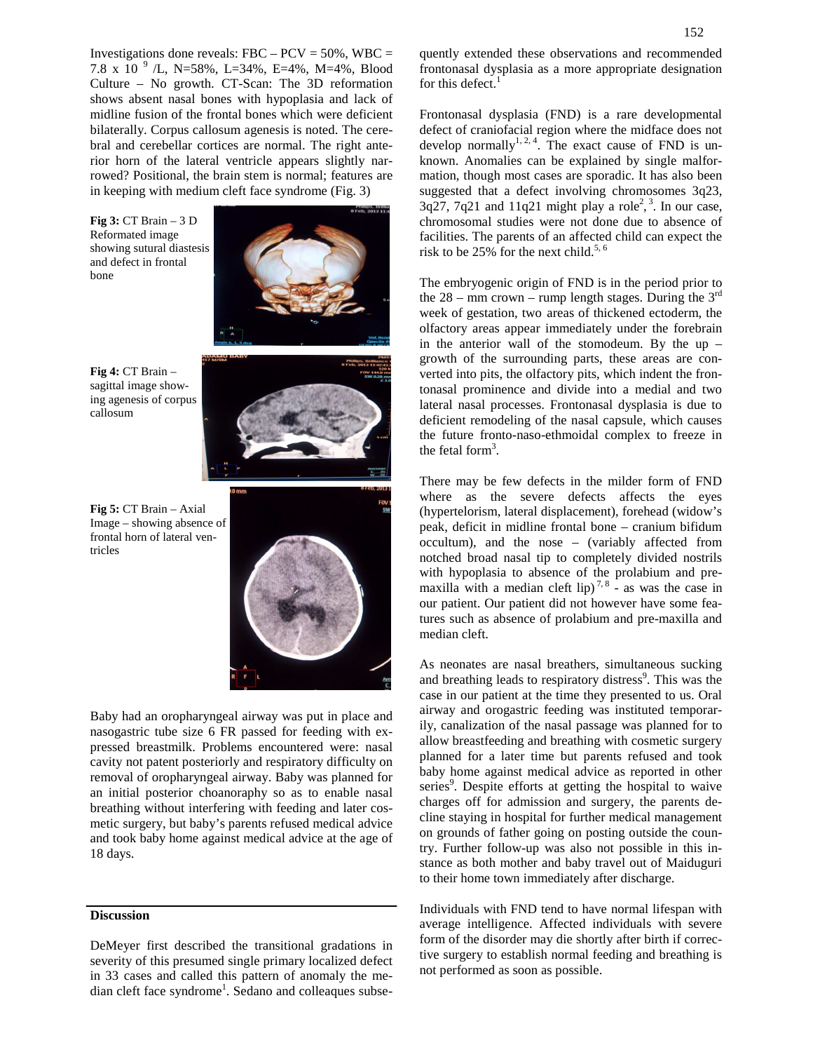Investigations done reveals: FBC – PCV = 50%, WBC = 7.8 x 10 [9] /L, N=58%, L=34%, E=4%, M=4%, Blood Culture – No growth. CT-Scan: The 3D reformation shows absent nasal bones with hypoplasia and lack of midline fusion of the frontal bones which were deficient bilaterally. Corpus callosum agenesis is noted. The cerebral and cerebellar cortices are normal. The right anterior horn of the lateral ventricle appears slightly narrowed? Positional, the brain stem is normal; features are in keeping with medium cleft face syndrome (Fig. 3)

**Fig 3:** CT Brain – 3 D Reformated image showing sutural diastesis and defect in frontal bone

**Fig 4:** CT Brain – sagittal image showing agenesis of corpus callosum

**Fig 5:** CT Brain – Axial Image – showing absence of frontal horn of lateral ventricles

Baby had an oropharyngeal airway was put in place and nasogastric tube size 6 FR passed for feeding with expressed breastmilk. Problems encountered were: nasal cavity not patent posteriorly and respiratory difficulty on removal of oropharyngeal airway. Baby was planned for an initial posterior choanoraphy so as to enable nasal breathing without interfering with feeding and later cosmetic surgery, but baby's parents refused medical advice and took baby home against medical advice at the age of 18 days.

## Discussion

DeMeyer first described the transitional gradations in severity of this presumed single primary localized defect in 33 cases and called this pattern of anomaly the median cleft face syndrome[1]. Sedano and colleaques subsequently extended these observations and recommended frontonasal dysplasia as a more appropriate designation for this defect.[1]

Frontonasal dysplasia (FND) is a rare developmental defect of craniofacial region where the midface does not develop normally[1, 2, 4]. The exact cause of FND is unknown. Anomalies can be explained by single malformation, though most cases are sporadic. It has also been suggested that a defect involving chromosomes 3q23, 3q27, 7q21 and 11q21 might play a role[2], [3]. In our case, chromosomal studies were not done due to absence of facilities. The parents of an affected child can expect the risk to be 25% for the next child.[5, 6]

The embryogenic origin of FND is in the period prior to the 28 – mm crown – rump length stages. During the 3[rd] week of gestation, two areas of thickened ectoderm, the olfactory areas appear immediately under the forebrain in the anterior wall of the stomodeum. By the up – growth of the surrounding parts, these areas are converted into pits, the olfactory pits, which indent the frontonasal prominence and divide into a medial and two lateral nasal processes. Frontonasal dysplasia is due to deficient remodeling of the nasal capsule, which causes the future fronto-naso-ethmoidal complex to freeze in the fetal form[3].

There may be few defects in the milder form of FND where as the severe defects affects the eyes (hypertelorism, lateral displacement), forehead (widow's peak, deficit in midline frontal bone – cranium bifidum occultum), and the nose – (variably affected from notched broad nasal tip to completely divided nostrils with hypoplasia to absence of the prolabium and pre-maxilla with a median cleft lip) [7, 8] - as was the case in our patient. Our patient did not however have some features such as absence of prolabium and pre-maxilla and median cleft.

As neonates are nasal breathers, simultaneous sucking and breathing leads to respiratory distress[9]. This was the case in our patient at the time they presented to us. Oral airway and orogastric feeding was instituted temporarily, canalization of the nasal passage was planned for to allow breastfeeding and breathing with cosmetic surgery planned for a later time but parents refused and took baby home against medical advice as reported in other series[9]. Despite efforts at getting the hospital to waive charges off for admission and surgery, the parents decline staying in hospital for further medical management on grounds of father going on posting outside the country. Further follow-up was also not possible in this instance as both mother and baby travel out of Maiduguri to their home town immediately after discharge.

Individuals with FND tend to have normal lifespan with average intelligence. Affected individuals with severe form of the disorder may die shortly after birth if corrective surgery to establish normal feeding and breathing is not performed as soon as possible.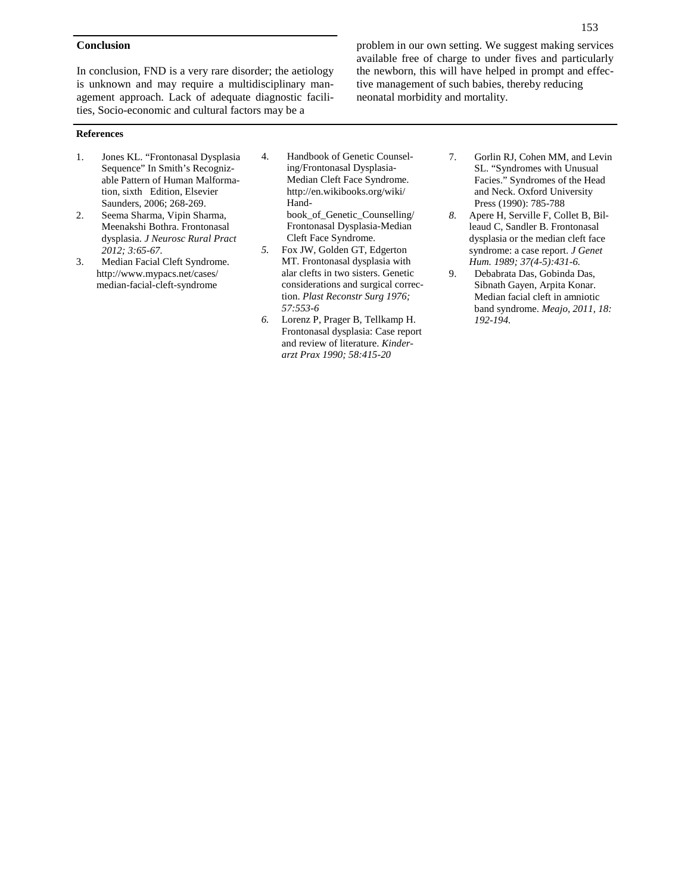## Conclusion

In conclusion, FND is a very rare disorder; the aetiology is unknown and may require a multidisciplinary management approach. Lack of adequate diagnostic facilities, Socio-economic and cultural factors may be a problem in our own setting. We suggest making services available free of charge to under fives and particularly the newborn, this will have helped in prompt and effective management of such babies, thereby reducing neonatal morbidity and mortality.

## References

1. Jones KL. "Frontonasal Dysplasia Sequence" In Smith's Recognizable Pattern of Human Malformation, sixth Edition, Elsevier Saunders, 2006; 268-269.
2. Seema Sharma, Vipin Sharma, Meenakshi Bothra. Frontonasal dysplasia. *J Neurosc Rural Pract 2012; 3:65-67.*
3. Median Facial Cleft Syndrome. http://www.mypacs.net/cases/median-facial-cleft-syndrome
4. Handbook of Genetic Counseling/Frontonasal Dysplasia-Median Cleft Face Syndrome. http://en.wikibooks.org/wiki/Handbook_of_Genetic_Counselling/Frontonasal Dysplasia-Median Cleft Face Syndrome.
5. Fox JW, Golden GT, Edgerton MT. Frontonasal dysplasia with alar clefts in two sisters. Genetic considerations and surgical correction. *Plast Reconstr Surg 1976; 57:553-6*
6. Lorenz P, Prager B, Tellkamp H. Frontonasal dysplasia: Case report and review of literature. *Kinderarzt Prax 1990; 58:415-20*
7. Gorlin RJ, Cohen MM, and Levin SL. "Syndromes with Unusual Facies." Syndromes of the Head and Neck. Oxford University Press (1990): 785-788
8. Apere H, Serville F, Collet B, Billeaud C, Sandler B. Frontonasal dysplasia or the median cleft face syndrome: a case report. *J Genet Hum. 1989; 37(4-5):431-6.*
9. Debabrata Das, Gobinda Das, Sibnath Gayen, Arpita Konar. Median facial cleft in amniotic band syndrome. *Meajo, 2011, 18: 192-194.*